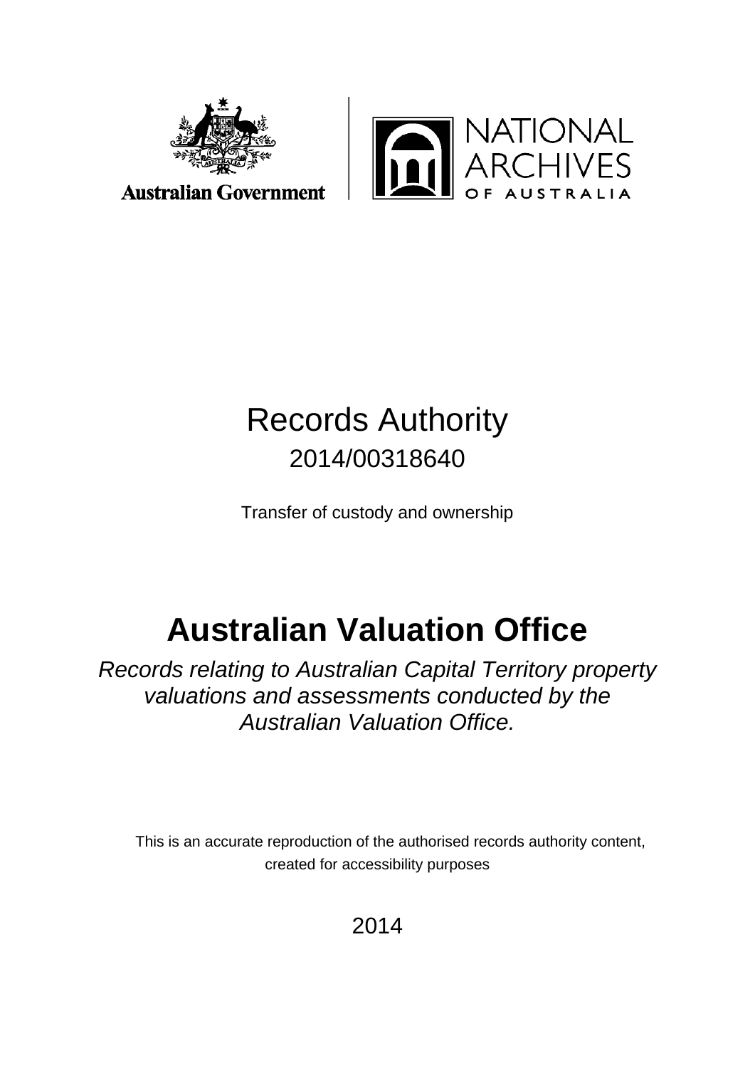Australian Government

NATIONAL ARCHIVES OF AUSTRALIA

# Records Authority

2014/00318640

Transfer of custody and ownership

# Australian Valuation Office

*Records relating to Australian Capital Territory property valuations and assessments conducted by the Australian Valuation Office.*

This is an accurate reproduction of the authorised records authority content, created for accessibility purposes

2014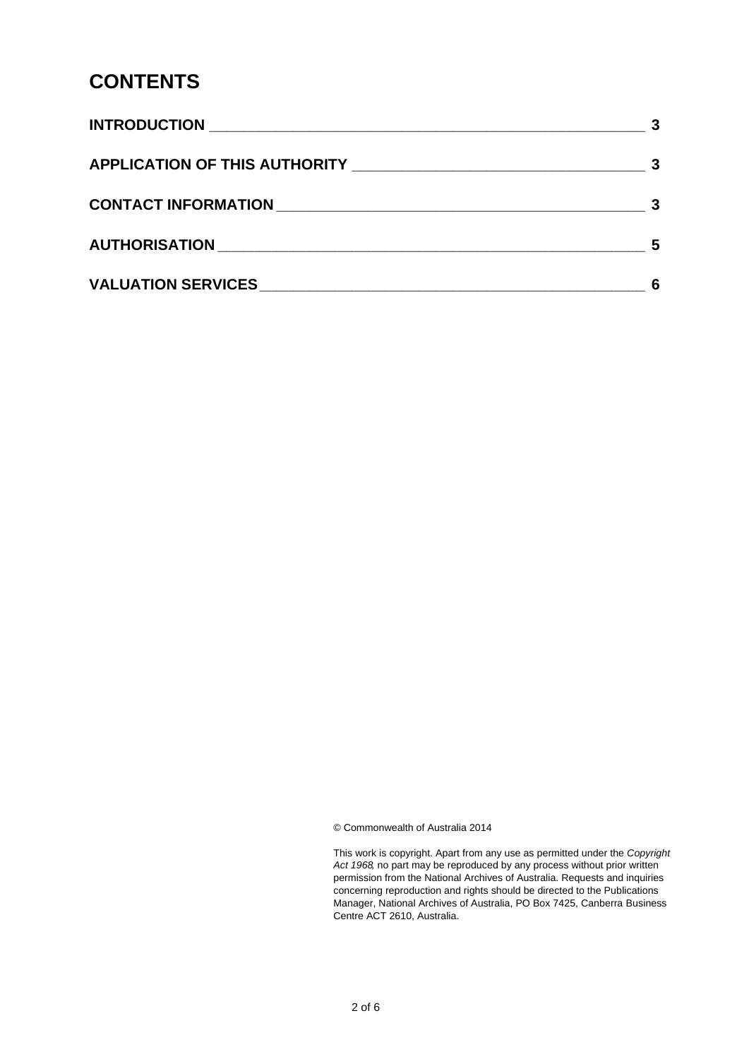# CONTENTS

| | |
|---|---|
| **INTRODUCTION** | **3** |
| **APPLICATION OF THIS AUTHORITY** | **3** |
| **CONTACT INFORMATION** | **3** |
| **AUTHORISATION** | **5** |
| **VALUATION SERVICES** | **6** |

© Commonwealth of Australia 2014

This work is copyright. Apart from any use as permitted under the *Copyright Act 1968*, no part may be reproduced by any process without prior written permission from the National Archives of Australia. Requests and inquiries concerning reproduction and rights should be directed to the Publications Manager, National Archives of Australia, PO Box 7425, Canberra Business Centre ACT 2610, Australia.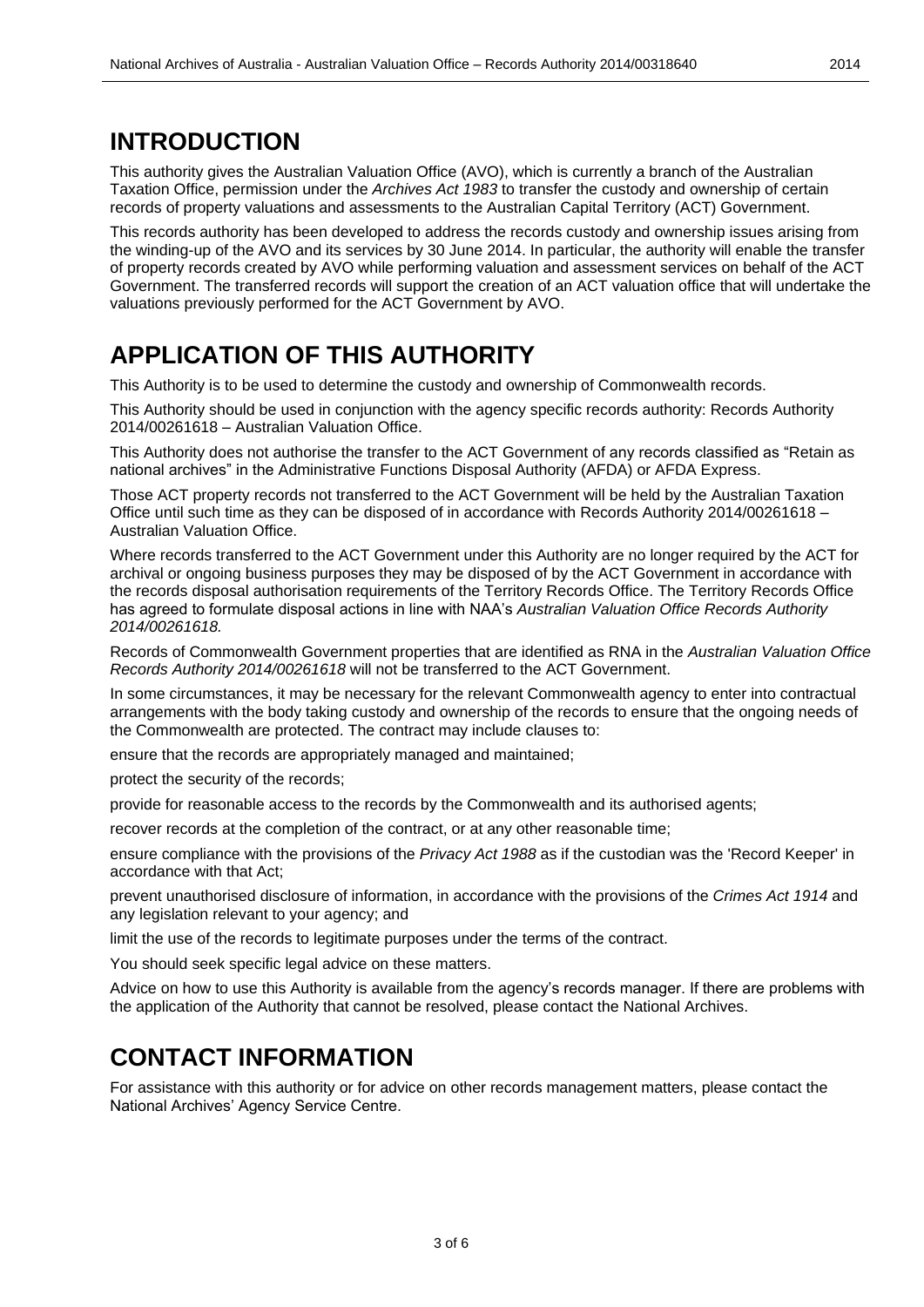# INTRODUCTION

This authority gives the Australian Valuation Office (AVO), which is currently a branch of the Australian Taxation Office, permission under the *Archives Act 1983* to transfer the custody and ownership of certain records of property valuations and assessments to the Australian Capital Territory (ACT) Government.

This records authority has been developed to address the records custody and ownership issues arising from the winding-up of the AVO and its services by 30 June 2014. In particular, the authority will enable the transfer of property records created by AVO while performing valuation and assessment services on behalf of the ACT Government. The transferred records will support the creation of an ACT valuation office that will undertake the valuations previously performed for the ACT Government by AVO.

# APPLICATION OF THIS AUTHORITY

This Authority is to be used to determine the custody and ownership of Commonwealth records.

This Authority should be used in conjunction with the agency specific records authority: Records Authority 2014/00261618 – Australian Valuation Office.

This Authority does not authorise the transfer to the ACT Government of any records classified as "Retain as national archives" in the Administrative Functions Disposal Authority (AFDA) or AFDA Express.

Those ACT property records not transferred to the ACT Government will be held by the Australian Taxation Office until such time as they can be disposed of in accordance with Records Authority 2014/00261618 – Australian Valuation Office.

Where records transferred to the ACT Government under this Authority are no longer required by the ACT for archival or ongoing business purposes they may be disposed of by the ACT Government in accordance with the records disposal authorisation requirements of the Territory Records Office. The Territory Records Office has agreed to formulate disposal actions in line with NAA's *Australian Valuation Office Records Authority 2014/00261618.*

Records of Commonwealth Government properties that are identified as RNA in the *Australian Valuation Office Records Authority 2014/00261618* will not be transferred to the ACT Government.

In some circumstances, it may be necessary for the relevant Commonwealth agency to enter into contractual arrangements with the body taking custody and ownership of the records to ensure that the ongoing needs of the Commonwealth are protected. The contract may include clauses to:

ensure that the records are appropriately managed and maintained;

protect the security of the records;

provide for reasonable access to the records by the Commonwealth and its authorised agents;

recover records at the completion of the contract, or at any other reasonable time;

ensure compliance with the provisions of the *Privacy Act 1988* as if the custodian was the 'Record Keeper' in accordance with that Act;

prevent unauthorised disclosure of information, in accordance with the provisions of the *Crimes Act 1914* and any legislation relevant to your agency; and

limit the use of the records to legitimate purposes under the terms of the contract.

You should seek specific legal advice on these matters.

Advice on how to use this Authority is available from the agency's records manager. If there are problems with the application of the Authority that cannot be resolved, please contact the National Archives.

# CONTACT INFORMATION

For assistance with this authority or for advice on other records management matters, please contact the National Archives' Agency Service Centre.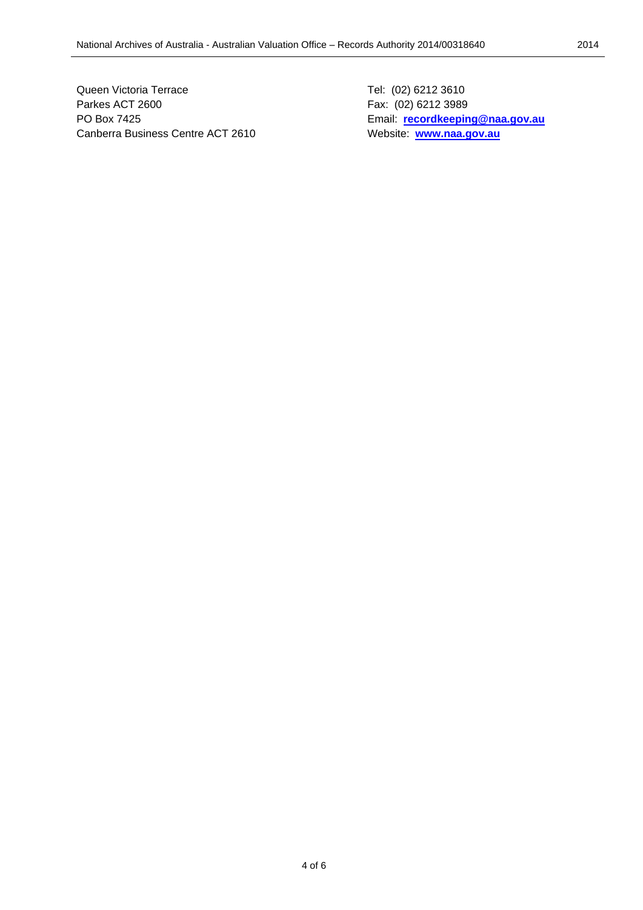Queen Victoria Terrace
Parkes ACT 2600
PO Box 7425
Canberra Business Centre ACT 2610

Tel: (02) 6212 3610
Fax: (02) 6212 3989
Email: **recordkeeping@naa.gov.au**
Website: **www.naa.gov.au**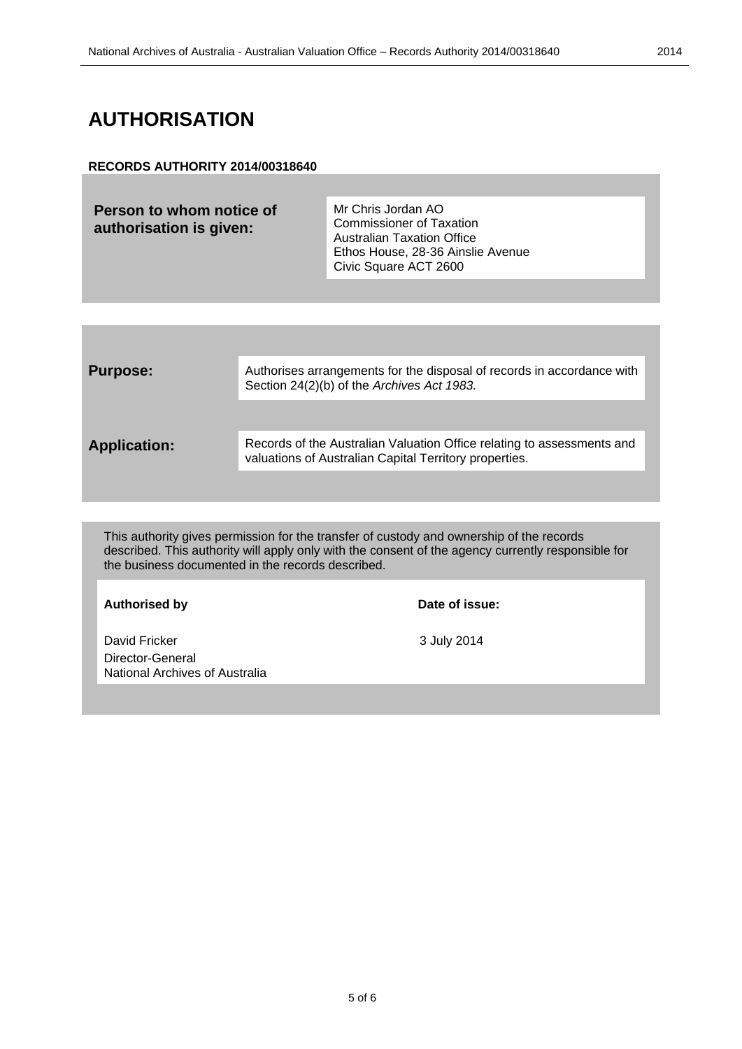# AUTHORISATION

**RECORDS AUTHORITY 2014/00318640**

| **Person to whom notice of authorisation is given:** | Mr Chris Jordan AO<br>Commissioner of Taxation<br>Australian Taxation Office<br>Ethos House, 28-36 Ainslie Avenue<br>Civic Square ACT 2600 |
|---|---|

| | |
|---|---|
| **Purpose:** | Authorises arrangements for the disposal of records in accordance with Section 24(2)(b) of the *Archives Act 1983.* |
| **Application:** | Records of the Australian Valuation Office relating to assessments and valuations of Australian Capital Territory properties. |

This authority gives permission for the transfer of custody and ownership of the records described. This authority will apply only with the consent of the agency currently responsible for the business documented in the records described.

| **Authorised by** | **Date of issue:** |
|---|---|
| David Fricker<br>Director-General<br>National Archives of Australia | 3 July 2014 |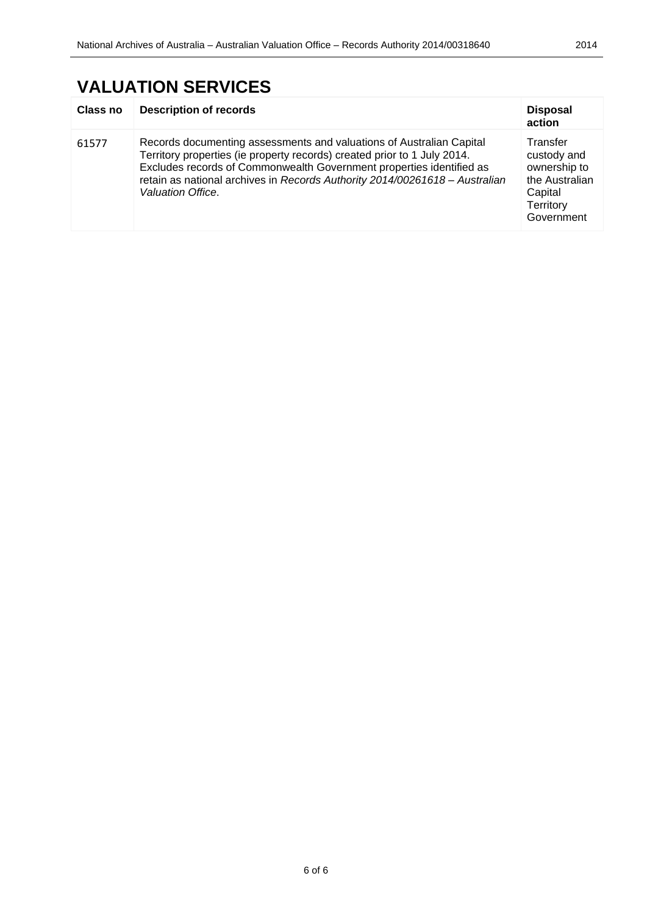# VALUATION SERVICES

| Class no | Description of records | Disposal action |
|---|---|---|
| 61577 | Records documenting assessments and valuations of Australian Capital Territory properties (ie property records) created prior to 1 July 2014. Excludes records of Commonwealth Government properties identified as retain as national archives in *Records Authority 2014/00261618 – Australian Valuation Office*. | Transfer custody and ownership to the Australian Capital Territory Government |